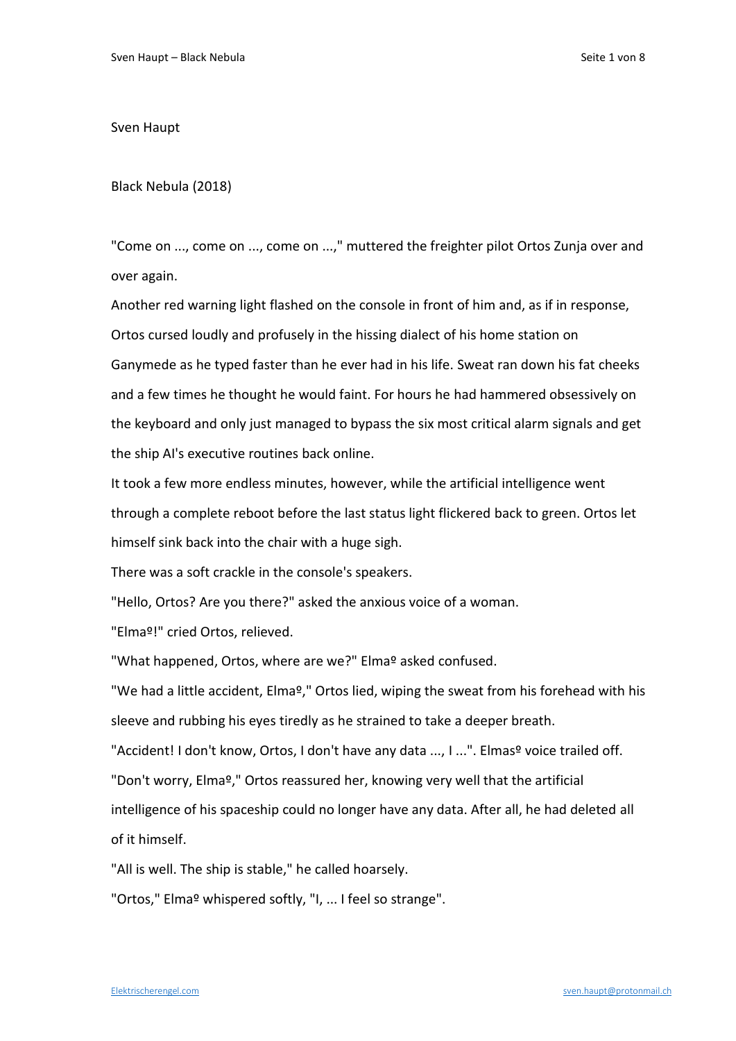Sven Haupt

Black Nebula (2018)

"Come on ..., come on ..., come on ...," muttered the freighter pilot Ortos Zunja over and over again.

Another red warning light flashed on the console in front of him and, as if in response, Ortos cursed loudly and profusely in the hissing dialect of his home station on Ganymede as he typed faster than he ever had in his life. Sweat ran down his fat cheeks and a few times he thought he would faint. For hours he had hammered obsessively on the keyboard and only just managed to bypass the six most critical alarm signals and get the ship AI's executive routines back online.

It took a few more endless minutes, however, while the artificial intelligence went through a complete reboot before the last status light flickered back to green. Ortos let himself sink back into the chair with a huge sigh.

There was a soft crackle in the console's speakers.

"Hello, Ortos? Are you there?" asked the anxious voice of a woman.

"Elmaº!" cried Ortos, relieved.

"What happened, Ortos, where are we?" Elmaº asked confused.

"We had a little accident, Elmaº," Ortos lied, wiping the sweat from his forehead with his sleeve and rubbing his eyes tiredly as he strained to take a deeper breath.

"Accident! I don't know, Ortos, I don't have any data ..., I ...". Elmasº voice trailed off.

"Don't worry, Elmaº," Ortos reassured her, knowing very well that the artificial intelligence of his spaceship could no longer have any data. After all, he had deleted all of it himself.

"All is well. The ship is stable," he called hoarsely.

"Ortos," Elmaº whispered softly, "I, ... I feel so strange".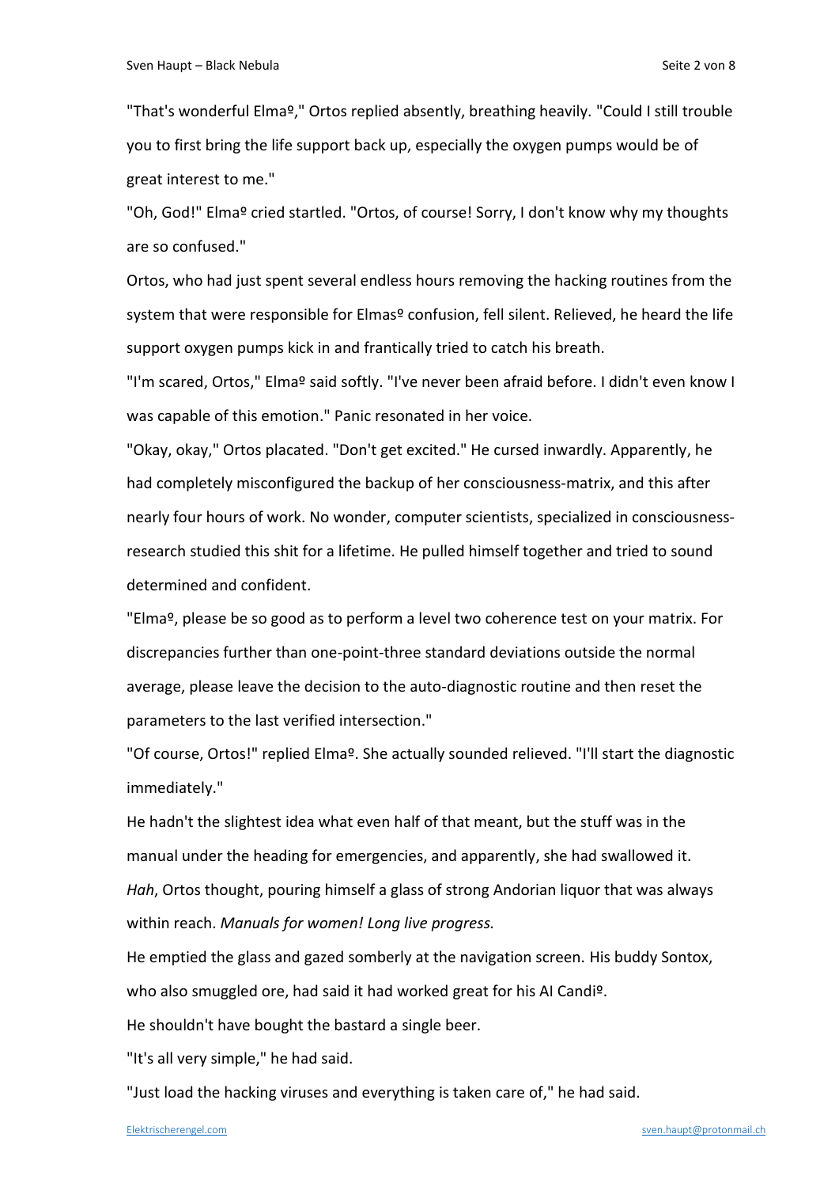"That's wonderful Elmaº," Ortos replied absently, breathing heavily. "Could I still trouble you to first bring the life support back up, especially the oxygen pumps would be of great interest to me."

"Oh, God!" Elmaº cried startled. "Ortos, of course! Sorry, I don't know why my thoughts are so confused."

Ortos, who had just spent several endless hours removing the hacking routines from the system that were responsible for Elmasº confusion, fell silent. Relieved, he heard the life support oxygen pumps kick in and frantically tried to catch his breath.

"I'm scared, Ortos," Elmaº said softly. "I've never been afraid before. I didn't even know I was capable of this emotion." Panic resonated in her voice.

"Okay, okay," Ortos placated. "Don't get excited." He cursed inwardly. Apparently, he had completely misconfigured the backup of her consciousness-matrix, and this after nearly four hours of work. No wonder, computer scientists, specialized in consciousness-research studied this shit for a lifetime. He pulled himself together and tried to sound determined and confident.

"Elmaº, please be so good as to perform a level two coherence test on your matrix. For discrepancies further than one-point-three standard deviations outside the normal average, please leave the decision to the auto-diagnostic routine and then reset the parameters to the last verified intersection."

"Of course, Ortos!" replied Elmaº. She actually sounded relieved. "I'll start the diagnostic immediately."

He hadn't the slightest idea what even half of that meant, but the stuff was in the manual under the heading for emergencies, and apparently, she had swallowed it.

*Hah*, Ortos thought, pouring himself a glass of strong Andorian liquor that was always within reach. *Manuals for women! Long live progress.*

He emptied the glass and gazed somberly at the navigation screen. His buddy Sontox, who also smuggled ore, had said it had worked great for his AI Candiº.

He shouldn't have bought the bastard a single beer.

"It's all very simple," he had said.

"Just load the hacking viruses and everything is taken care of," he had said.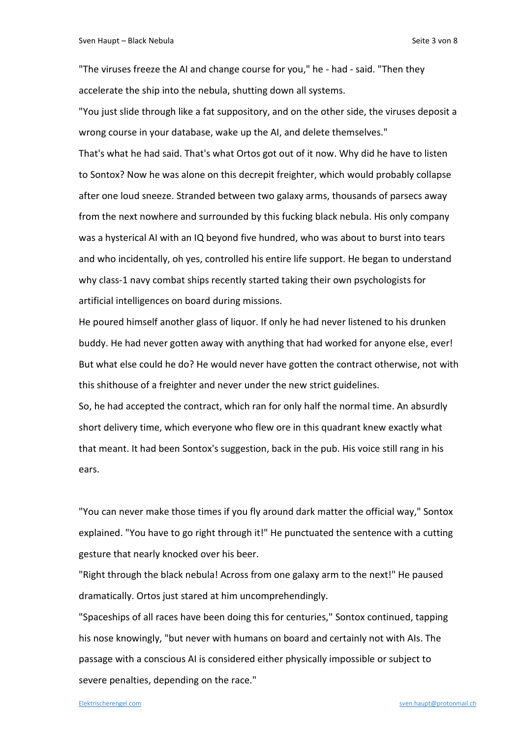"The viruses freeze the AI and change course for you," he - had - said. "Then they accelerate the ship into the nebula, shutting down all systems.

"You just slide through like a fat suppository, and on the other side, the viruses deposit a wrong course in your database, wake up the AI, and delete themselves."

That's what he had said. That's what Ortos got out of it now. Why did he have to listen to Sontox? Now he was alone on this decrepit freighter, which would probably collapse after one loud sneeze. Stranded between two galaxy arms, thousands of parsecs away from the next nowhere and surrounded by this fucking black nebula. His only company was a hysterical AI with an IQ beyond five hundred, who was about to burst into tears and who incidentally, oh yes, controlled his entire life support. He began to understand why class-1 navy combat ships recently started taking their own psychologists for artificial intelligences on board during missions.

He poured himself another glass of liquor. If only he had never listened to his drunken buddy. He had never gotten away with anything that had worked for anyone else, ever! But what else could he do? He would never have gotten the contract otherwise, not with this shithouse of a freighter and never under the new strict guidelines.

So, he had accepted the contract, which ran for only half the normal time. An absurdly short delivery time, which everyone who flew ore in this quadrant knew exactly what that meant. It had been Sontox's suggestion, back in the pub. His voice still rang in his ears.

"You can never make those times if you fly around dark matter the official way," Sontox explained. "You have to go right through it!" He punctuated the sentence with a cutting gesture that nearly knocked over his beer.

"Right through the black nebula! Across from one galaxy arm to the next!" He paused dramatically. Ortos just stared at him uncomprehendingly.

"Spaceships of all races have been doing this for centuries," Sontox continued, tapping his nose knowingly, "but never with humans on board and certainly not with AIs. The passage with a conscious AI is considered either physically impossible or subject to severe penalties, depending on the race."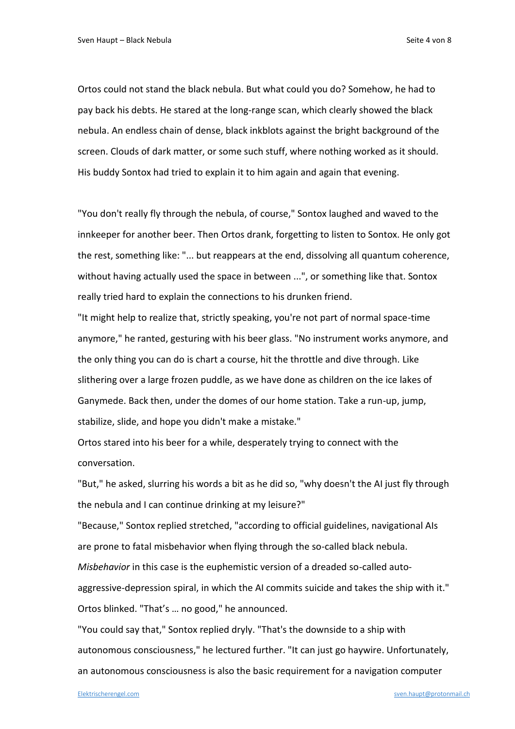Ortos could not stand the black nebula. But what could you do? Somehow, he had to pay back his debts. He stared at the long-range scan, which clearly showed the black nebula. An endless chain of dense, black inkblots against the bright background of the screen. Clouds of dark matter, or some such stuff, where nothing worked as it should. His buddy Sontox had tried to explain it to him again and again that evening.

"You don't really fly through the nebula, of course," Sontox laughed and waved to the innkeeper for another beer. Then Ortos drank, forgetting to listen to Sontox. He only got the rest, something like: "... but reappears at the end, dissolving all quantum coherence, without having actually used the space in between ...", or something like that. Sontox really tried hard to explain the connections to his drunken friend.

"It might help to realize that, strictly speaking, you're not part of normal space-time anymore," he ranted, gesturing with his beer glass. "No instrument works anymore, and the only thing you can do is chart a course, hit the throttle and dive through. Like slithering over a large frozen puddle, as we have done as children on the ice lakes of Ganymede. Back then, under the domes of our home station. Take a run-up, jump, stabilize, slide, and hope you didn't make a mistake."

Ortos stared into his beer for a while, desperately trying to connect with the conversation.

"But," he asked, slurring his words a bit as he did so, "why doesn't the AI just fly through the nebula and I can continue drinking at my leisure?"

"Because," Sontox replied stretched, "according to official guidelines, navigational AIs are prone to fatal misbehavior when flying through the so-called black nebula. *Misbehavior* in this case is the euphemistic version of a dreaded so-called auto-aggressive-depression spiral, in which the AI commits suicide and takes the ship with it."

Ortos blinked. "That's … no good," he announced.

"You could say that," Sontox replied dryly. "That's the downside to a ship with autonomous consciousness," he lectured further. "It can just go haywire. Unfortunately, an autonomous consciousness is also the basic requirement for a navigation computer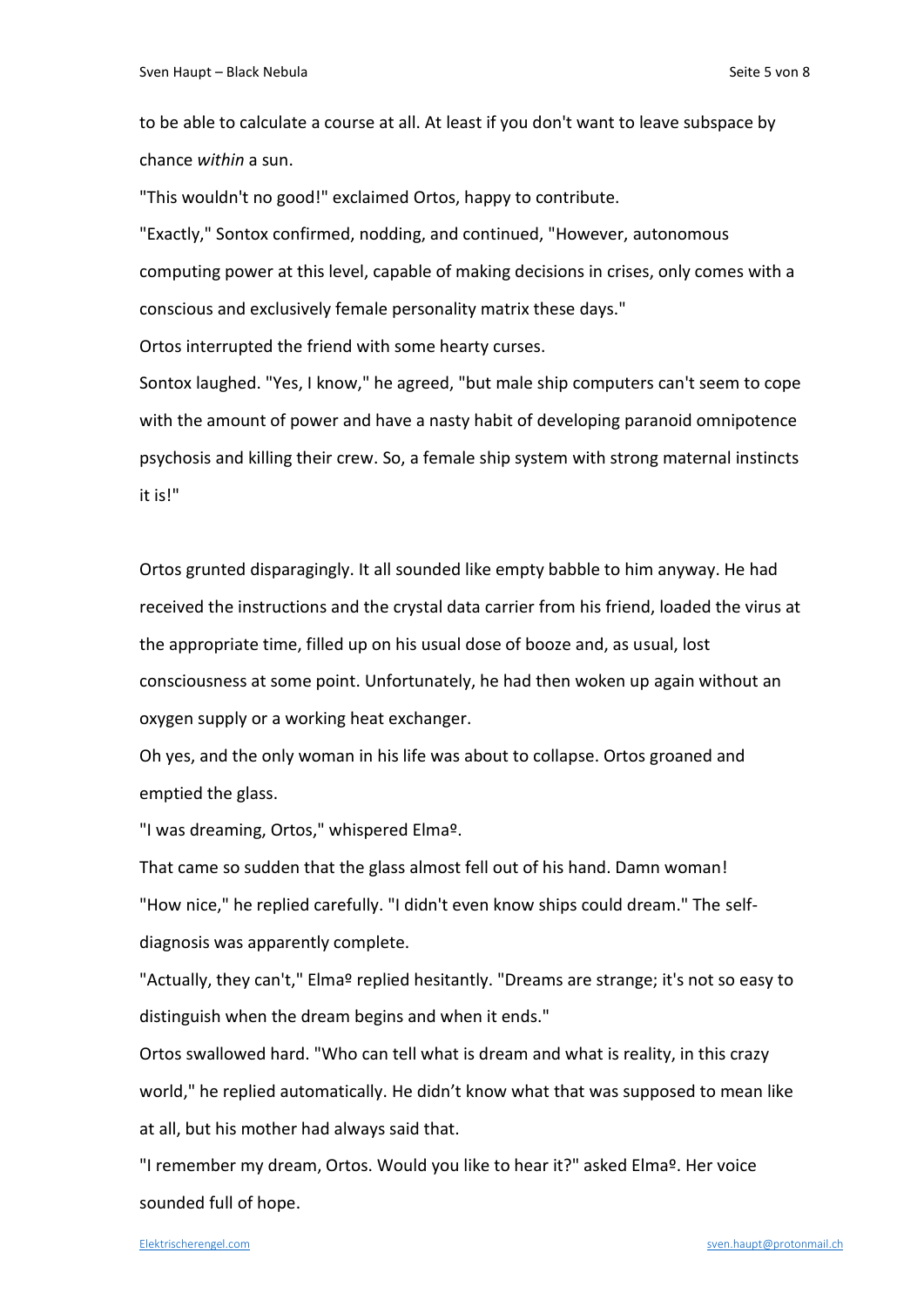to be able to calculate a course at all. At least if you don't want to leave subspace by chance *within* a sun.

"This wouldn't no good!" exclaimed Ortos, happy to contribute.

"Exactly," Sontox confirmed, nodding, and continued, "However, autonomous computing power at this level, capable of making decisions in crises, only comes with a conscious and exclusively female personality matrix these days."

Ortos interrupted the friend with some hearty curses.

Sontox laughed. "Yes, I know," he agreed, "but male ship computers can't seem to cope with the amount of power and have a nasty habit of developing paranoid omnipotence psychosis and killing their crew. So, a female ship system with strong maternal instincts it is!"

Ortos grunted disparagingly. It all sounded like empty babble to him anyway. He had received the instructions and the crystal data carrier from his friend, loaded the virus at the appropriate time, filled up on his usual dose of booze and, as usual, lost consciousness at some point. Unfortunately, he had then woken up again without an oxygen supply or a working heat exchanger.

Oh yes, and the only woman in his life was about to collapse. Ortos groaned and emptied the glass.

"I was dreaming, Ortos," whispered Elmaº.

That came so sudden that the glass almost fell out of his hand. Damn woman!

"How nice," he replied carefully. "I didn't even know ships could dream." The self-diagnosis was apparently complete.

"Actually, they can't," Elmaº replied hesitantly. "Dreams are strange; it's not so easy to distinguish when the dream begins and when it ends."

Ortos swallowed hard. "Who can tell what is dream and what is reality, in this crazy world," he replied automatically. He didn't know what that was supposed to mean like at all, but his mother had always said that.

"I remember my dream, Ortos. Would you like to hear it?" asked Elmaº. Her voice sounded full of hope.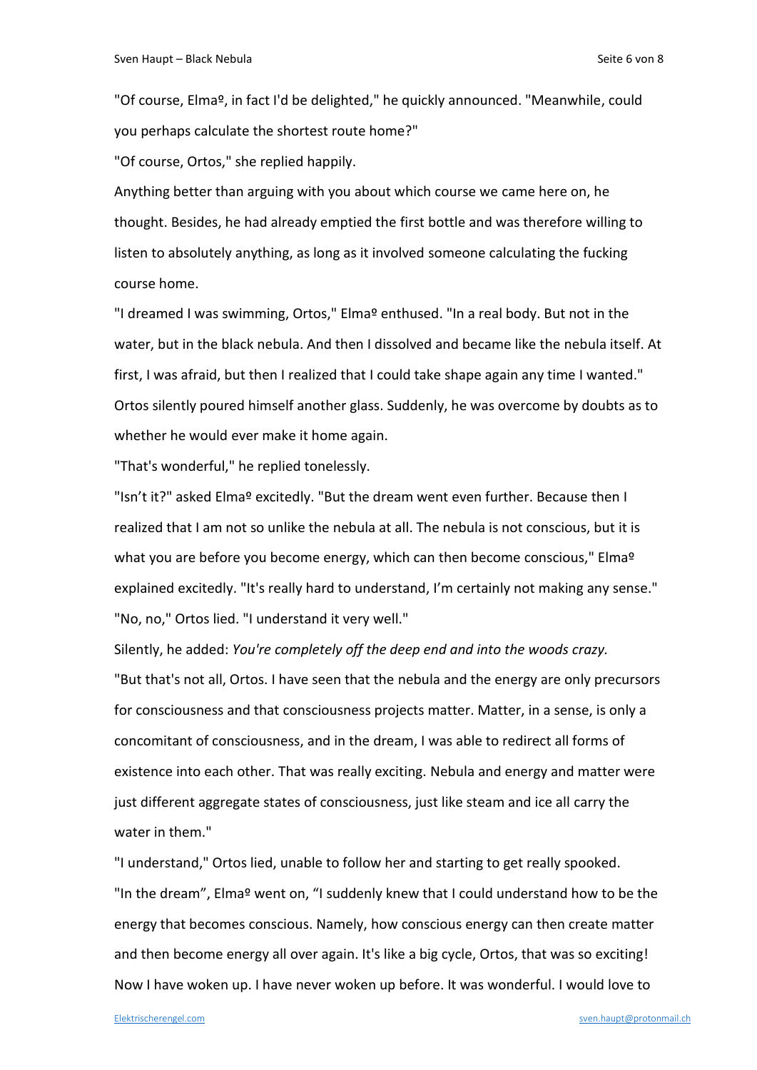"Of course, Elmaº, in fact I'd be delighted," he quickly announced. "Meanwhile, could you perhaps calculate the shortest route home?"

"Of course, Ortos," she replied happily.

Anything better than arguing with you about which course we came here on, he thought. Besides, he had already emptied the first bottle and was therefore willing to listen to absolutely anything, as long as it involved someone calculating the fucking course home.

"I dreamed I was swimming, Ortos," Elmaº enthused. "In a real body. But not in the water, but in the black nebula. And then I dissolved and became like the nebula itself. At first, I was afraid, but then I realized that I could take shape again any time I wanted."

Ortos silently poured himself another glass. Suddenly, he was overcome by doubts as to whether he would ever make it home again.

"That's wonderful," he replied tonelessly.

"Isn't it?" asked Elmaº excitedly. "But the dream went even further. Because then I realized that I am not so unlike the nebula at all. The nebula is not conscious, but it is what you are before you become energy, which can then become conscious," Elmaº explained excitedly. "It's really hard to understand, I'm certainly not making any sense."

"No, no," Ortos lied. "I understand it very well."

Silently, he added: *You're completely off the deep end and into the woods crazy.*

"But that's not all, Ortos. I have seen that the nebula and the energy are only precursors for consciousness and that consciousness projects matter. Matter, in a sense, is only a concomitant of consciousness, and in the dream, I was able to redirect all forms of existence into each other. That was really exciting. Nebula and energy and matter were just different aggregate states of consciousness, just like steam and ice all carry the water in them."

"I understand," Ortos lied, unable to follow her and starting to get really spooked.

"In the dream", Elmaº went on, "I suddenly knew that I could understand how to be the energy that becomes conscious. Namely, how conscious energy can then create matter and then become energy all over again. It's like a big cycle, Ortos, that was so exciting! Now I have woken up. I have never woken up before. It was wonderful. I would love to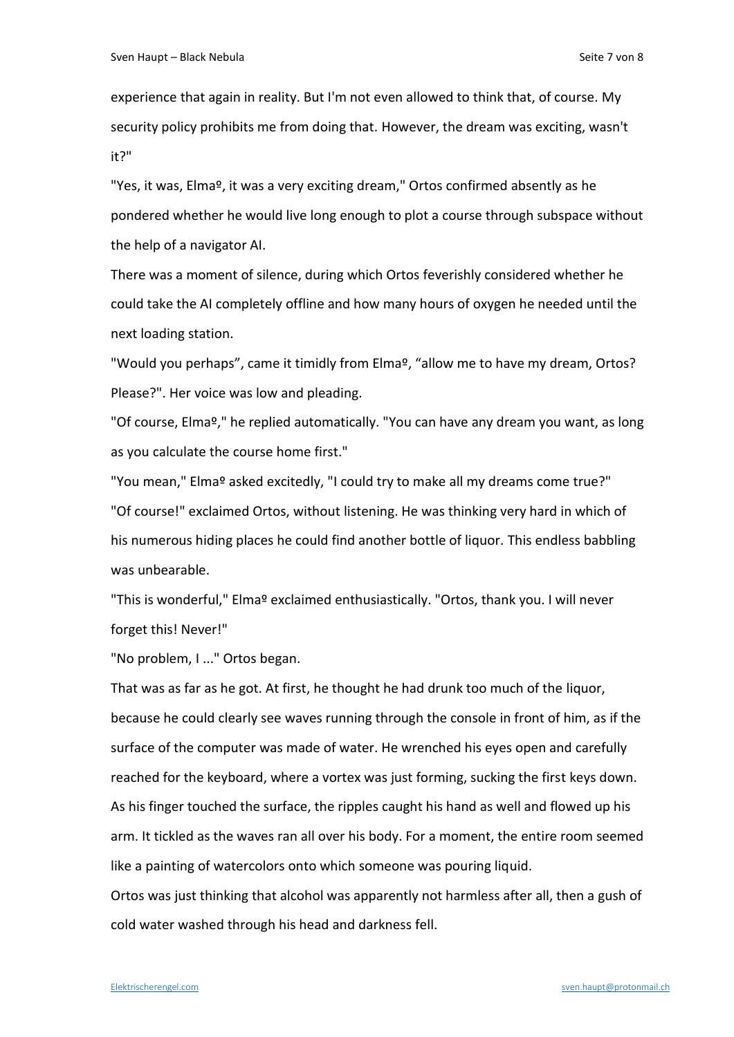experience that again in reality. But I'm not even allowed to think that, of course. My security policy prohibits me from doing that. However, the dream was exciting, wasn't it?"

"Yes, it was, Elmaº, it was a very exciting dream," Ortos confirmed absently as he pondered whether he would live long enough to plot a course through subspace without the help of a navigator AI.

There was a moment of silence, during which Ortos feverishly considered whether he could take the AI completely offline and how many hours of oxygen he needed until the next loading station.

"Would you perhaps", came it timidly from Elmaº, "allow me to have my dream, Ortos? Please?". Her voice was low and pleading.

"Of course, Elmaº," he replied automatically. "You can have any dream you want, as long as you calculate the course home first."

"You mean," Elmaº asked excitedly, "I could try to make all my dreams come true?"

"Of course!" exclaimed Ortos, without listening. He was thinking very hard in which of his numerous hiding places he could find another bottle of liquor. This endless babbling was unbearable.

"This is wonderful," Elmaº exclaimed enthusiastically. "Ortos, thank you. I will never forget this! Never!"

"No problem, I ..." Ortos began.

That was as far as he got. At first, he thought he had drunk too much of the liquor, because he could clearly see waves running through the console in front of him, as if the surface of the computer was made of water. He wrenched his eyes open and carefully reached for the keyboard, where a vortex was just forming, sucking the first keys down. As his finger touched the surface, the ripples caught his hand as well and flowed up his arm. It tickled as the waves ran all over his body. For a moment, the entire room seemed like a painting of watercolors onto which someone was pouring liquid.

Ortos was just thinking that alcohol was apparently not harmless after all, then a gush of cold water washed through his head and darkness fell.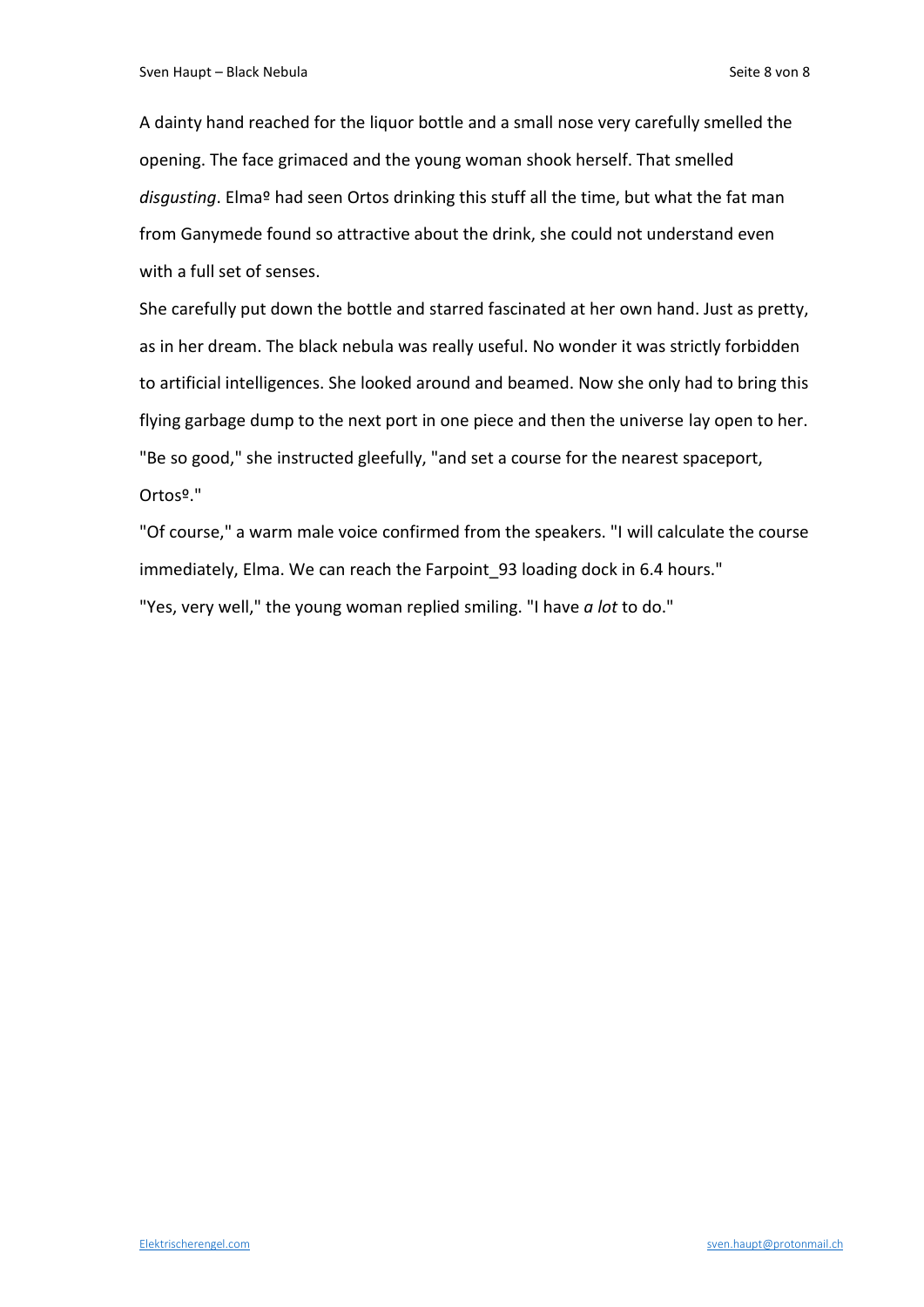A dainty hand reached for the liquor bottle and a small nose very carefully smelled the opening. The face grimaced and the young woman shook herself. That smelled *disgusting*. Elmaº had seen Ortos drinking this stuff all the time, but what the fat man from Ganymede found so attractive about the drink, she could not understand even with a full set of senses.

She carefully put down the bottle and starred fascinated at her own hand. Just as pretty, as in her dream. The black nebula was really useful. No wonder it was strictly forbidden to artificial intelligences. She looked around and beamed. Now she only had to bring this flying garbage dump to the next port in one piece and then the universe lay open to her.

"Be so good," she instructed gleefully, "and set a course for the nearest spaceport, Ortosº."

"Of course," a warm male voice confirmed from the speakers. "I will calculate the course immediately, Elma. We can reach the Farpoint_93 loading dock in 6.4 hours."

"Yes, very well," the young woman replied smiling. "I have *a lot* to do."